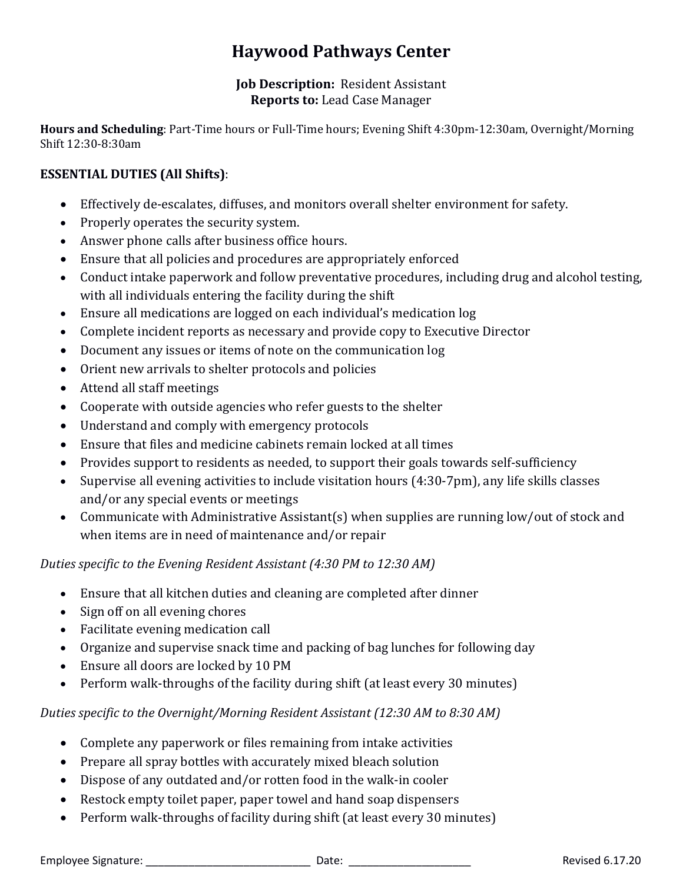# Haywood Pathways Center

**Job Description:** Resident Assistant
**Reports to:** Lead Case Manager

**Hours and Scheduling**: Part-Time hours or Full-Time hours; Evening Shift 4:30pm-12:30am, Overnight/Morning Shift 12:30-8:30am

## ESSENTIAL DUTIES (All Shifts):

- Effectively de-escalates, diffuses, and monitors overall shelter environment for safety.
- Properly operates the security system.
- Answer phone calls after business office hours.
- Ensure that all policies and procedures are appropriately enforced
- Conduct intake paperwork and follow preventative procedures, including drug and alcohol testing, with all individuals entering the facility during the shift
- Ensure all medications are logged on each individual's medication log
- Complete incident reports as necessary and provide copy to Executive Director
- Document any issues or items of note on the communication log
- Orient new arrivals to shelter protocols and policies
- Attend all staff meetings
- Cooperate with outside agencies who refer guests to the shelter
- Understand and comply with emergency protocols
- Ensure that files and medicine cabinets remain locked at all times
- Provides support to residents as needed, to support their goals towards self-sufficiency
- Supervise all evening activities to include visitation hours (4:30-7pm), any life skills classes and/or any special events or meetings
- Communicate with Administrative Assistant(s) when supplies are running low/out of stock and when items are in need of maintenance and/or repair

*Duties specific to the Evening Resident Assistant (4:30 PM to 12:30 AM)*

- Ensure that all kitchen duties and cleaning are completed after dinner
- Sign off on all evening chores
- Facilitate evening medication call
- Organize and supervise snack time and packing of bag lunches for following day
- Ensure all doors are locked by 10 PM
- Perform walk-throughs of the facility during shift (at least every 30 minutes)

*Duties specific to the Overnight/Morning Resident Assistant (12:30 AM to 8:30 AM)*

- Complete any paperwork or files remaining from intake activities
- Prepare all spray bottles with accurately mixed bleach solution
- Dispose of any outdated and/or rotten food in the walk-in cooler
- Restock empty toilet paper, paper towel and hand soap dispensers
- Perform walk-throughs of facility during shift (at least every 30 minutes)

Employee Signature: ______________________________ Date: ______________________ Revised 6.17.20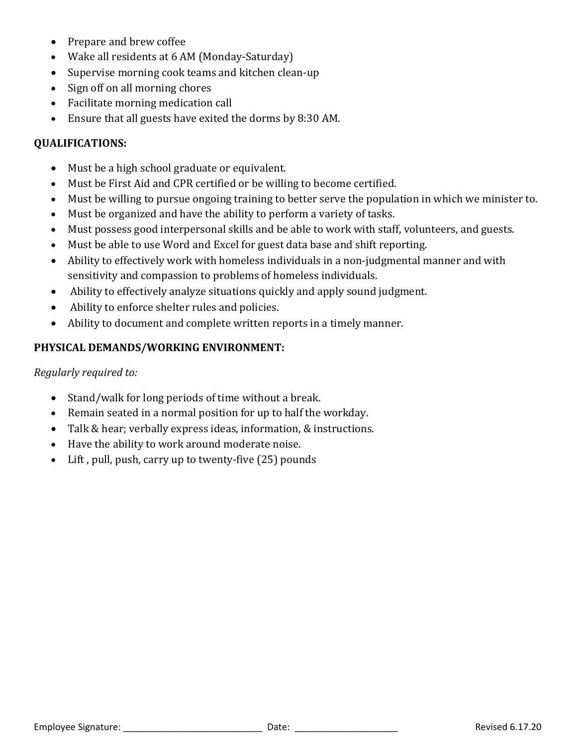- Prepare and brew coffee
- Wake all residents at 6 AM (Monday-Saturday)
- Supervise morning cook teams and kitchen clean-up
- Sign off on all morning chores
- Facilitate morning medication call
- Ensure that all guests have exited the dorms by 8:30 AM.

**QUALIFICATIONS:**

- Must be a high school graduate or equivalent.
- Must be First Aid and CPR certified or be willing to become certified.
- Must be willing to pursue ongoing training to better serve the population in which we minister to.
- Must be organized and have the ability to perform a variety of tasks.
- Must possess good interpersonal skills and be able to work with staff, volunteers, and guests.
- Must be able to use Word and Excel for guest data base and shift reporting.
- Ability to effectively work with homeless individuals in a non-judgmental manner and with sensitivity and compassion to problems of homeless individuals.
- Ability to effectively analyze situations quickly and apply sound judgment.
- Ability to enforce shelter rules and policies.
- Ability to document and complete written reports in a timely manner.

**PHYSICAL DEMANDS/WORKING ENVIRONMENT:**

*Regularly required to:*

- Stand/walk for long periods of time without a break.
- Remain seated in a normal position for up to half the workday.
- Talk & hear; verbally express ideas, information, & instructions.
- Have the ability to work around moderate noise.
- Lift , pull, push, carry up to twenty-five (25) pounds

Employee Signature: _____________________________ Date: _____________________ Revised 6.17.20